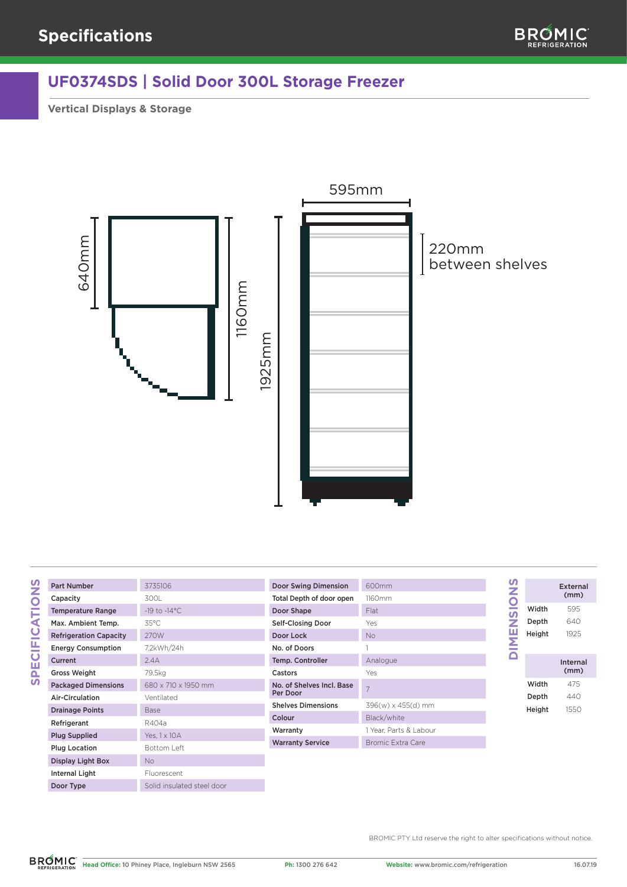# Specifications

## UF0374SDS | Solid Door 300L Storage Freezer

**Vertical Displays & Storage**

595mm

640mm

1160mm

1925mm

220mm between shelves

### SPECIFICATIONS

| | |
|---|---|
| **Part Number** | 3735106 |
| **Capacity** | 300L |
| **Temperature Range** | -19 to -14°C |
| **Max. Ambient Temp.** | 35°C |
| **Refrigeration Capacity** | 270W |
| **Energy Consumption** | 7.2kWh/24h |
| **Current** | 2.4A |
| **Gross Weight** | 79.5kg |
| **Packaged Dimensions** | 680 x 710 x 1950 mm |
| **Air-Circulation** | Ventilated |
| **Drainage Points** | Base |
| **Refrigerant** | R404a |
| **Plug Supplied** | Yes, 1 x 10A |
| **Plug Location** | Bottom Left |
| **Display Light Box** | No |
| **Internal Light** | Fluorescent |
| **Door Type** | Solid insulated steel door |

| | |
|---|---|
| **Door Swing Dimension** | 600mm |
| **Total Depth of door open** | 1160mm |
| **Door Shape** | Flat |
| **Self-Closing Door** | Yes |
| **Door Lock** | No |
| **No. of Doors** | 1 |
| **Temp. Controller** | Analogue |
| **Castors** | Yes |
| **No. of Shelves Incl. Base Per Door** | 7 |
| **Shelves Dimensions** | 396(w) x 455(d) mm |
| **Colour** | Black/white |
| **Warranty** | 1 Year, Parts & Labour |
| **Warranty Service** | Bromic Extra Care |

### DIMENSIONS

| | External (mm) |
|---|---|
| **Width** | 595 |
| **Depth** | 640 |
| **Height** | 1925 |

| | Internal (mm) |
|---|---|
| **Width** | 475 |
| **Depth** | 440 |
| **Height** | 1550 |

BROMIC PTY Ltd reserve the right to alter specifications without notice.

**Head Office:** 10 Phiney Place, Ingleburn NSW 2565 | **Ph:** 1300 276 642 | **Website:** www.bromic.com/refrigeration | 16.07.19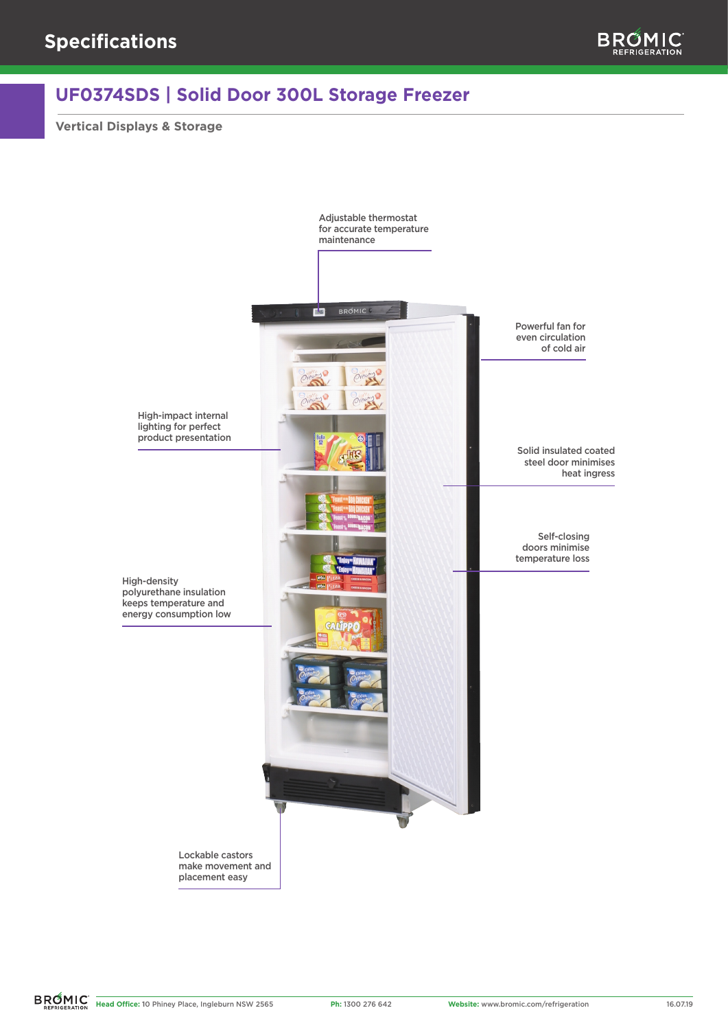# Specifications

## UF0374SDS | Solid Door 300L Storage Freezer

### Vertical Displays & Storage

Adjustable thermostat for accurate temperature maintenance

Powerful fan for even circulation of cold air

High-impact internal lighting for perfect product presentation

Solid insulated coated steel door minimises heat ingress

Self-closing doors minimise temperature loss

High-density polyurethane insulation keeps temperature and energy consumption low

Lockable castors make movement and placement easy

**Head Office:** 10 Phiney Place, Ingleburn NSW 2565 **Ph:** 1300 276 642 **Website:** www.bromic.com/refrigeration 16.07.19